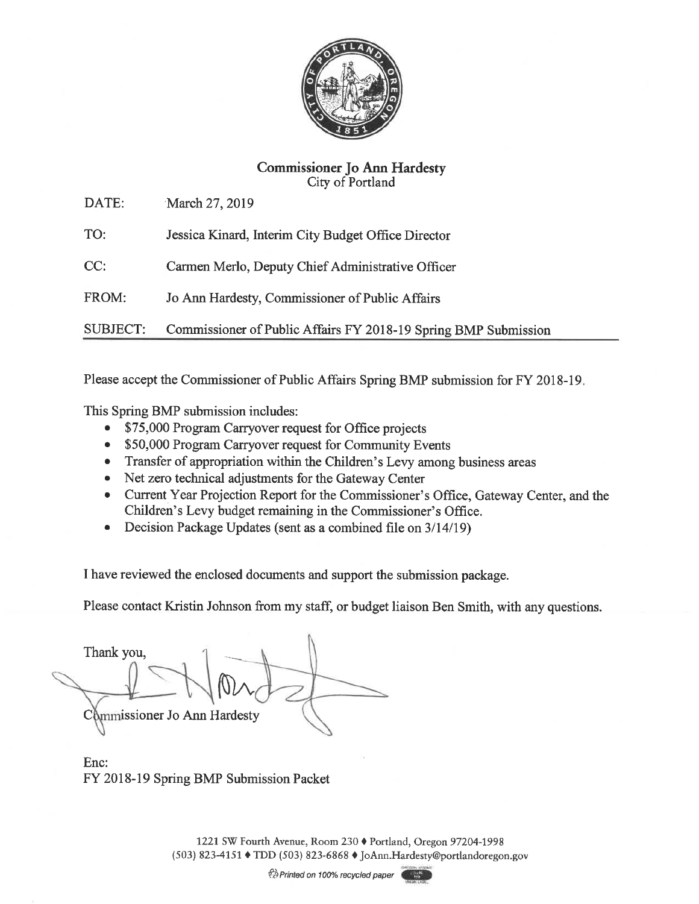**Commissioner Jo Ann Hardesty**
City of Portland

| | |
|---|---|
| DATE: | March 27, 2019 |
| TO: | Jessica Kinard, Interim City Budget Office Director |
| CC: | Carmen Merlo, Deputy Chief Administrative Officer |
| FROM: | Jo Ann Hardesty, Commissioner of Public Affairs |
| SUBJECT: | Commissioner of Public Affairs FY 2018-19 Spring BMP Submission |

Please accept the Commissioner of Public Affairs Spring BMP submission for FY 2018-19.

This Spring BMP submission includes:

- $75,000 Program Carryover request for Office projects
- $50,000 Program Carryover request for Community Events
- Transfer of appropriation within the Children's Levy among business areas
- Net zero technical adjustments for the Gateway Center
- Current Year Projection Report for the Commissioner's Office, Gateway Center, and the Children's Levy budget remaining in the Commissioner's Office.
- Decision Package Updates (sent as a combined file on 3/14/19)

I have reviewed the enclosed documents and support the submission package.

Please contact Kristin Johnson from my staff, or budget liaison Ben Smith, with any questions.

Thank you,

Commissioner Jo Ann Hardesty

Enc:
FY 2018-19 Spring BMP Submission Packet

1221 SW Fourth Avenue, Room 230 ♦ Portland, Oregon 97204-1998
(503) 823-4151 ♦ TDD (503) 823-6868 ♦ JoAnn.Hardesty@portlandoregon.gov

Printed on 100% recycled paper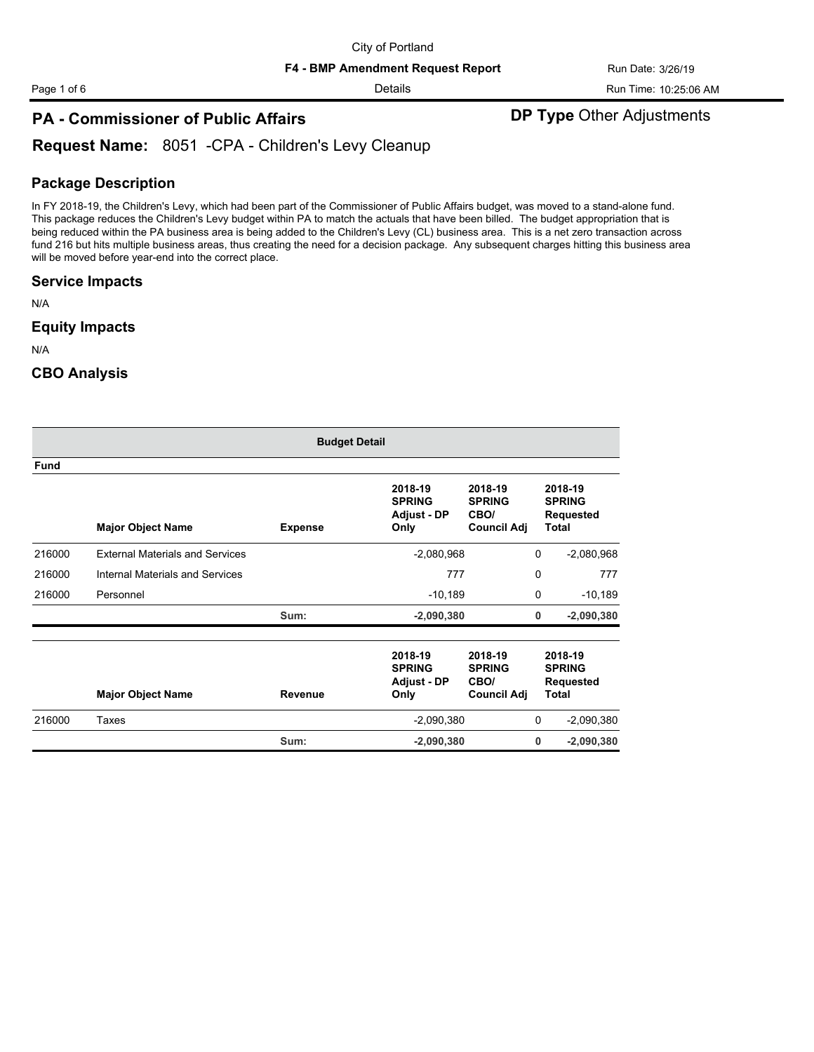City of Portland

**F4 - BMP Amendment Request Report**

Details

Run Date: 3/26/19

Run Time: 10:25:06 AM

## PA - Commissioner of Public Affairs

**DP Type** Other Adjustments

## Request Name: 8051 -CPA - Children's Levy Cleanup

### Package Description

In FY 2018-19, the Children's Levy, which had been part of the Commissioner of Public Affairs budget, was moved to a stand-alone fund. This package reduces the Children's Levy budget within PA to match the actuals that have been billed. The budget appropriation that is being reduced within the PA business area is being added to the Children's Levy (CL) business area. This is a net zero transaction across fund 216 but hits multiple business areas, thus creating the need for a decision package. Any subsequent charges hitting this business area will be moved before year-end into the correct place.

### Service Impacts

N/A

### Equity Impacts

N/A

### CBO Analysis

**Budget Detail**

| Fund | Major Object Name | Expense | 2018-19 SPRING Adjust - DP Only | 2018-19 SPRING CBO/ Council Adj | 2018-19 SPRING Requested Total |
|---|---|---|---|---|---|
| 216000 | External Materials and Services | | -2,080,968 | 0 | -2,080,968 |
| 216000 | Internal Materials and Services | | 777 | 0 | 777 |
| 216000 | Personnel | | -10,189 | 0 | -10,189 |
| | | **Sum:** | **-2,090,380** | **0** | **-2,090,380** |

| Fund | Major Object Name | Revenue | 2018-19 SPRING Adjust - DP Only | 2018-19 SPRING CBO/ Council Adj | 2018-19 SPRING Requested Total |
|---|---|---|---|---|---|
| 216000 | Taxes | | -2,090,380 | 0 | -2,090,380 |
| | | **Sum:** | **-2,090,380** | **0** | **-2,090,380** |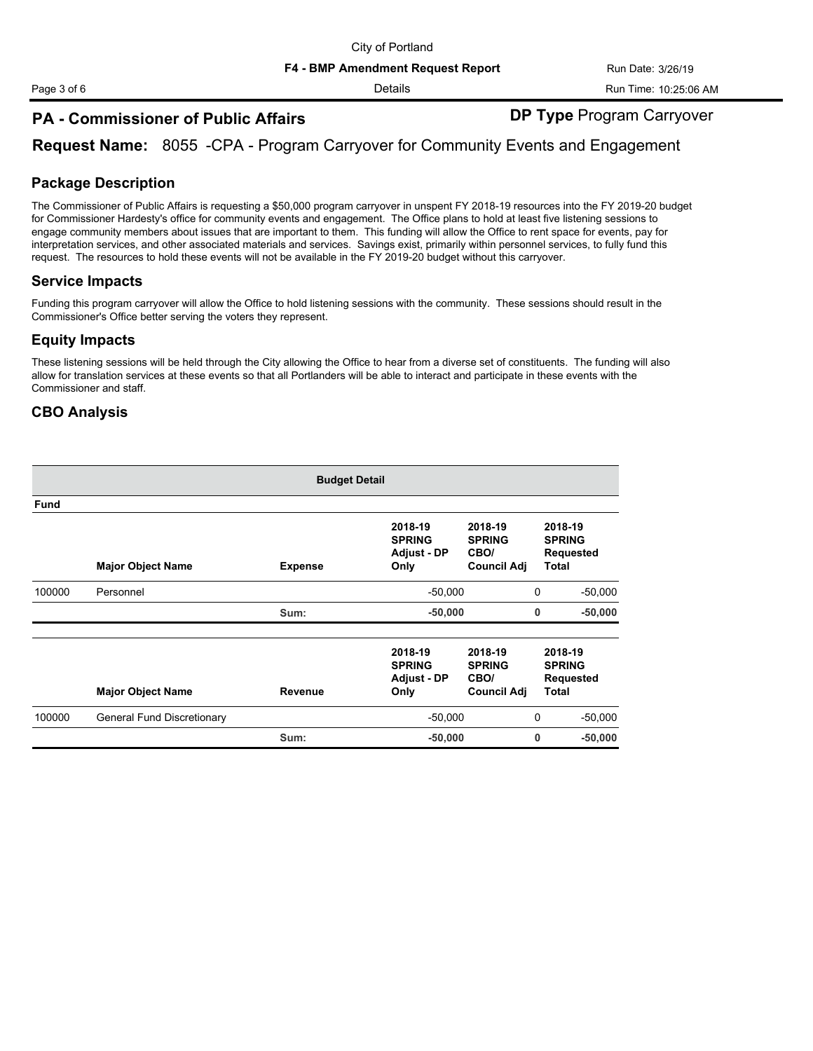City of Portland

**F4 - BMP Amendment Request Report**

Details

## PA - Commissioner of Public Affairs

**DP Type** Program Carryover

## Request Name: 8055 -CPA - Program Carryover for Community Events and Engagement

### Package Description

The Commissioner of Public Affairs is requesting a $50,000 program carryover in unspent FY 2018-19 resources into the FY 2019-20 budget for Commissioner Hardesty's office for community events and engagement. The Office plans to hold at least five listening sessions to engage community members about issues that are important to them. This funding will allow the Office to rent space for events, pay for interpretation services, and other associated materials and services. Savings exist, primarily within personnel services, to fully fund this request. The resources to hold these events will not be available in the FY 2019-20 budget without this carryover.

### Service Impacts

Funding this program carryover will allow the Office to hold listening sessions with the community. These sessions should result in the Commissioner's Office better serving the voters they represent.

### Equity Impacts

These listening sessions will be held through the City allowing the Office to hear from a diverse set of constituents. The funding will also allow for translation services at these events so that all Portlanders will be able to interact and participate in these events with the Commissioner and staff.

### CBO Analysis

**Budget Detail**

| Fund | Major Object Name | Expense | 2018-19 SPRING Adjust - DP Only | 2018-19 SPRING CBO/ Council Adj | 2018-19 SPRING Requested Total |
|---|---|---|---|---|---|
| 100000 | Personnel | | -50,000 | 0 | -50,000 |
| | | Sum: | **-50,000** | **0** | **-50,000** |

| Fund | Major Object Name | Revenue | 2018-19 SPRING Adjust - DP Only | 2018-19 SPRING CBO/ Council Adj | 2018-19 SPRING Requested Total |
|---|---|---|---|---|---|
| 100000 | General Fund Discretionary | | -50,000 | 0 | -50,000 |
| | | Sum: | **-50,000** | **0** | **-50,000** |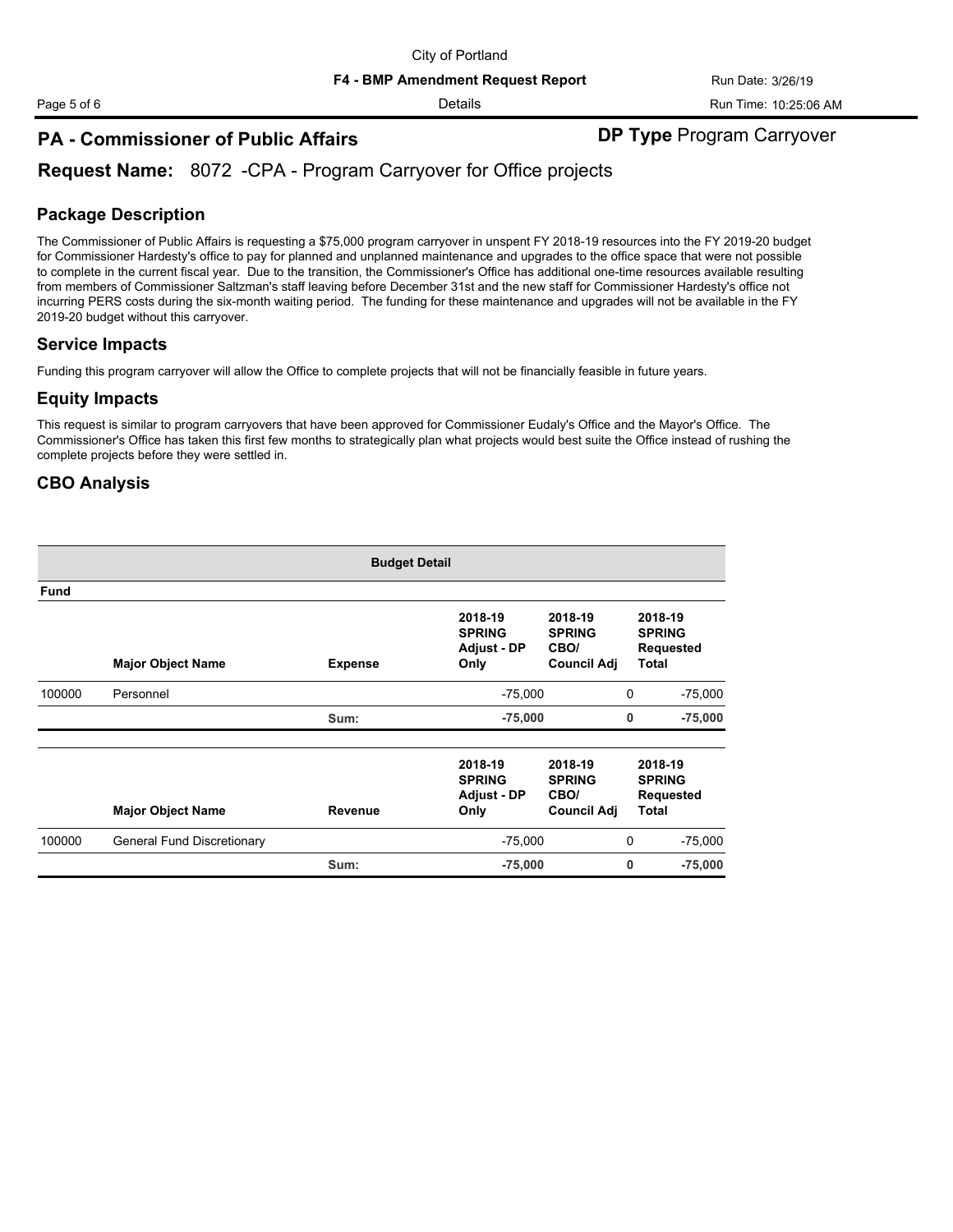## PA - Commissioner of Public Affairs

**DP Type** Program Carryover

### Request Name: 8072 -CPA - Program Carryover for Office projects

### Package Description

The Commissioner of Public Affairs is requesting a $75,000 program carryover in unspent FY 2018-19 resources into the FY 2019-20 budget for Commissioner Hardesty's office to pay for planned and unplanned maintenance and upgrades to the office space that were not possible to complete in the current fiscal year. Due to the transition, the Commissioner's Office has additional one-time resources available resulting from members of Commissioner Saltzman's staff leaving before December 31st and the new staff for Commissioner Hardesty's office not incurring PERS costs during the six-month waiting period. The funding for these maintenance and upgrades will not be available in the FY 2019-20 budget without this carryover.

### Service Impacts

Funding this program carryover will allow the Office to complete projects that will not be financially feasible in future years.

### Equity Impacts

This request is similar to program carryovers that have been approved for Commissioner Eudaly's Office and the Mayor's Office. The Commissioner's Office has taken this first few months to strategically plan what projects would best suite the Office instead of rushing the complete projects before they were settled in.

### CBO Analysis

**Budget Detail**

| Fund | Major Object Name | Expense | 2018-19 SPRING Adjust - DP Only | 2018-19 SPRING CBO/ Council Adj | 2018-19 SPRING Requested Total |
|---|---|---|---|---|---|
| 100000 | Personnel | | -75,000 | 0 | -75,000 |
| | | Sum: | **-75,000** | **0** | **-75,000** |

| Fund | Major Object Name | Revenue | 2018-19 SPRING Adjust - DP Only | 2018-19 SPRING CBO/ Council Adj | 2018-19 SPRING Requested Total |
|---|---|---|---|---|---|
| 100000 | General Fund Discretionary | | -75,000 | 0 | -75,000 |
| | | Sum: | **-75,000** | **0** | **-75,000** |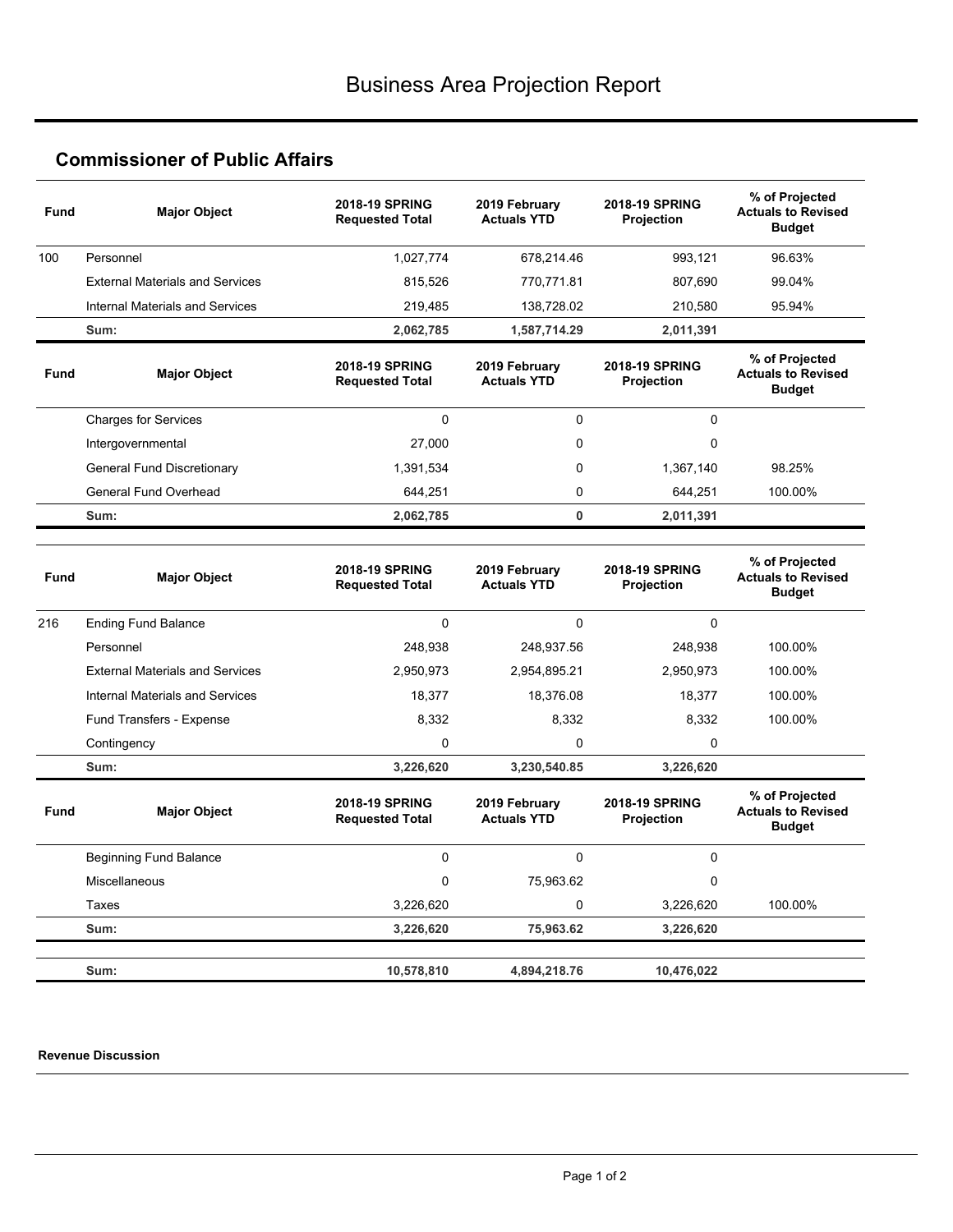# Business Area Projection Report

## Commissioner of Public Affairs

| Fund | Major Object | 2018-19 SPRING Requested Total | 2019 February Actuals YTD | 2018-19 SPRING Projection | % of Projected Actuals to Revised Budget |
|---|---|---|---|---|---|
| 100 | Personnel | 1,027,774 | 678,214.46 | 993,121 | 96.63% |
| | External Materials and Services | 815,526 | 770,771.81 | 807,690 | 99.04% |
| | Internal Materials and Services | 219,485 | 138,728.02 | 210,580 | 95.94% |
| | **Sum:** | **2,062,785** | **1,587,714.29** | **2,011,391** | |

| Fund | Major Object | 2018-19 SPRING Requested Total | 2019 February Actuals YTD | 2018-19 SPRING Projection | % of Projected Actuals to Revised Budget |
|---|---|---|---|---|---|
| | Charges for Services | 0 | 0 | 0 | |
| | Intergovernmental | 27,000 | 0 | 0 | |
| | General Fund Discretionary | 1,391,534 | 0 | 1,367,140 | 98.25% |
| | General Fund Overhead | 644,251 | 0 | 644,251 | 100.00% |
| | **Sum:** | **2,062,785** | **0** | **2,011,391** | |

| Fund | Major Object | 2018-19 SPRING Requested Total | 2019 February Actuals YTD | 2018-19 SPRING Projection | % of Projected Actuals to Revised Budget |
|---|---|---|---|---|---|
| 216 | Ending Fund Balance | 0 | 0 | 0 | |
| | Personnel | 248,938 | 248,937.56 | 248,938 | 100.00% |
| | External Materials and Services | 2,950,973 | 2,954,895.21 | 2,950,973 | 100.00% |
| | Internal Materials and Services | 18,377 | 18,376.08 | 18,377 | 100.00% |
| | Fund Transfers - Expense | 8,332 | 8,332 | 8,332 | 100.00% |
| | Contingency | 0 | 0 | 0 | |
| | **Sum:** | **3,226,620** | **3,230,540.85** | **3,226,620** | |

| Fund | Major Object | 2018-19 SPRING Requested Total | 2019 February Actuals YTD | 2018-19 SPRING Projection | % of Projected Actuals to Revised Budget |
|---|---|---|---|---|---|
| | Beginning Fund Balance | 0 | 0 | 0 | |
| | Miscellaneous | 0 | 75,963.62 | 0 | |
| | Taxes | 3,226,620 | 0 | 3,226,620 | 100.00% |
| | **Sum:** | **3,226,620** | **75,963.62** | **3,226,620** | |
| | **Sum:** | **10,578,810** | **4,894,218.76** | **10,476,022** | |

**Revenue Discussion**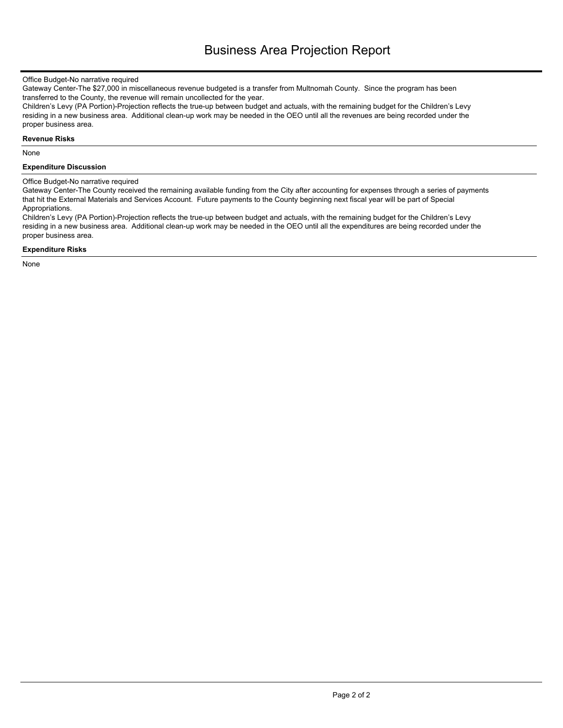# Business Area Projection Report

Office Budget-No narrative required
Gateway Center-The $27,000 in miscellaneous revenue budgeted is a transfer from Multnomah County. Since the program has been transferred to the County, the revenue will remain uncollected for the year.
Children's Levy (PA Portion)-Projection reflects the true-up between budget and actuals, with the remaining budget for the Children's Levy residing in a new business area. Additional clean-up work may be needed in the OEO until all the revenues are being recorded under the proper business area.

**Revenue Risks**

None

**Expenditure Discussion**

Office Budget-No narrative required
Gateway Center-The County received the remaining available funding from the City after accounting for expenses through a series of payments that hit the External Materials and Services Account. Future payments to the County beginning next fiscal year will be part of Special Appropriations.
Children's Levy (PA Portion)-Projection reflects the true-up between budget and actuals, with the remaining budget for the Children's Levy residing in a new business area. Additional clean-up work may be needed in the OEO until all the expenditures are being recorded under the proper business area.

**Expenditure Risks**

None